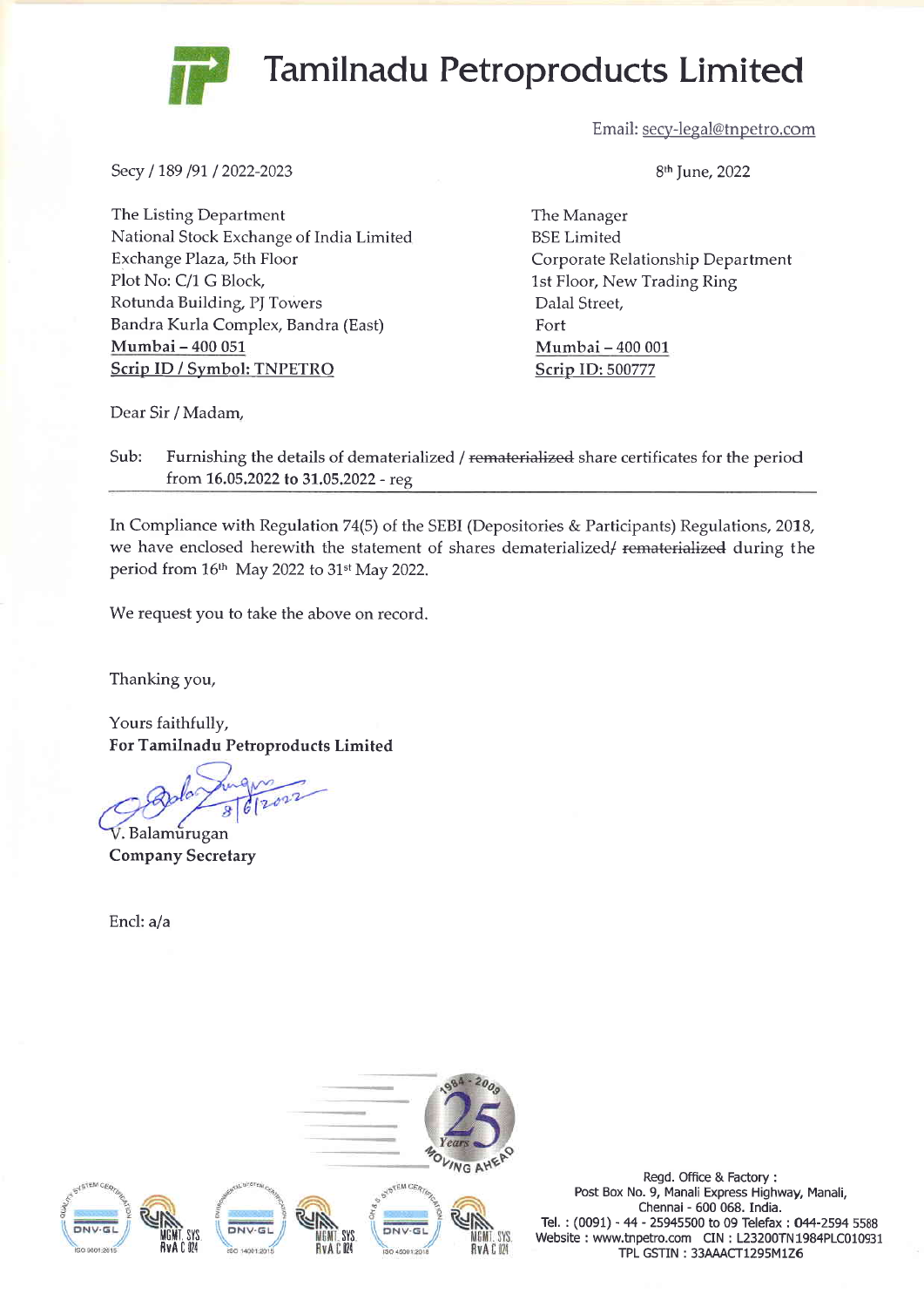# Tamilnadu Petroproducts Limited

Email: secy-legal@tnpetro.com

Secy / 189 /91 / 2022-2023

8th June, 2022

The Listing Department
National Stock Exchange of India Limited
Exchange Plaza, 5th Floor
Plot No: C/1 G Block,
Rotunda Building, PJ Towers
Bandra Kurla Complex, Bandra (East)
Mumbai – 400 051
Scrip ID / Symbol: TNPETRO

The Manager
BSE Limited
Corporate Relationship Department
1st Floor, New Trading Ring
Dalal Street,
Fort
Mumbai – 400 001
Scrip ID: 500777

Dear Sir / Madam,

Sub: Furnishing the details of dematerialized / ~~rematerialized~~ share certificates for the period from 16.05.2022 to 31.05.2022 - reg

In Compliance with Regulation 74(5) of the SEBI (Depositories & Participants) Regulations, 2018, we have enclosed herewith the statement of shares dematerialized/ ~~rematerialized~~ during the period from 16th May 2022 to 31st May 2022.

We request you to take the above on record.

Thanking you,

Yours faithfully,
**For Tamilnadu Petroproducts Limited**

8/6/2022

V. Balamurugan
**Company Secretary**

Encl: a/a

Regd. Office & Factory :
Post Box No. 9, Manali Express Highway, Manali,
Chennai - 600 068. India.
Tel. : (0091) - 44 - 25945500 to 09 Telefax : 044-2594 5588
Website : www.tnpetro.com CIN : L23200TN1984PLC010931
TPL GSTIN : 33AAACT1295M1Z6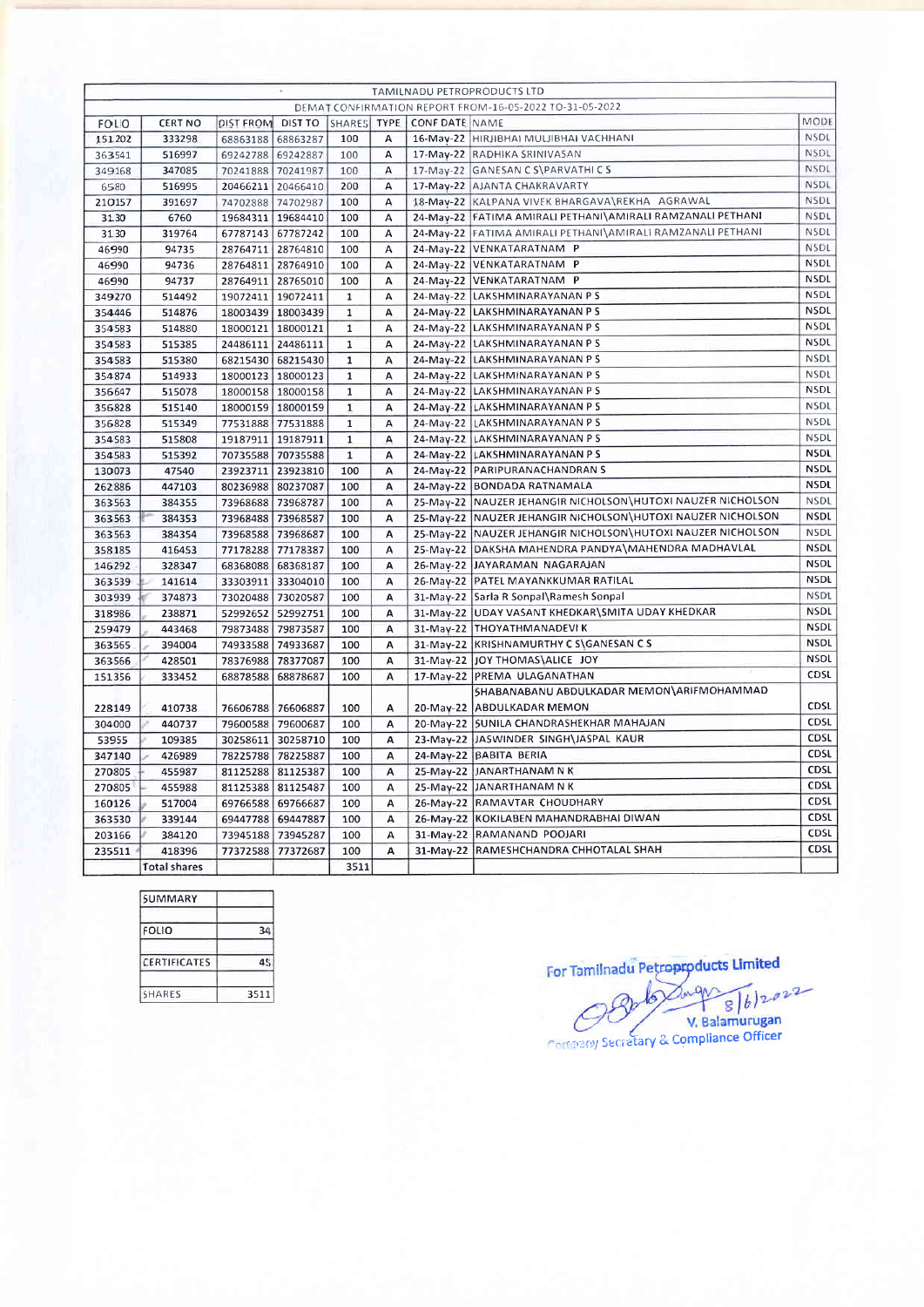| TAMILNADU PETROPRODUCTS LTD | | | | | | | | |
|---|---|---|---|---|---|---|---|---|
| DEMAT CONFIRMATION REPORT FROM-16-05-2022 TO-31-05-2022 | | | | | | | | |
| FOLIO | CERT NO | DIST FROM | DIST TO | SHARES | TYPE | CONF DATE | NAME | MODE |
| 151202 | 333298 | 68863188 | 68863287 | 100 | A | 16-May-22 | HIRJIBHAI MULJIBHAI VACHHANI | NSDL |
| 363541 | 516997 | 69242788 | 69242887 | 100 | A | 17-May-22 | RADHIKA SRINIVASAN | NSDL |
| 349168 | 347085 | 70241888 | 70241987 | 100 | A | 17-May-22 | GANESAN C S\PARVATHI C S | NSDL |
| 6580 | 516995 | 20466211 | 20466410 | 200 | A | 17-May-22 | AJANTA CHAKRAVARTY | NSDL |
| 210157 | 391697 | 74702888 | 74702987 | 100 | A | 18-May-22 | KALPANA VIVEK BHARGAVA\REKHA AGRAWAL | NSDL |
| 3130 | 6760 | 19684311 | 19684410 | 100 | A | 24-May-22 | FATIMA AMIRALI PETHANI\AMIRALI RAMZANALI PETHANI | NSDL |
| 3130 | 319764 | 67787143 | 67787242 | 100 | A | 24-May-22 | FATIMA AMIRALI PETHANI\AMIRALI RAMZANALI PETHANI | NSDL |
| 46990 | 94735 | 28764711 | 28764810 | 100 | A | 24-May-22 | VENKATARATNAM P | NSDL |
| 46990 | 94736 | 28764811 | 28764910 | 100 | A | 24-May-22 | VENKATARATNAM P | NSDL |
| 46990 | 94737 | 28764911 | 28765010 | 100 | A | 24-May-22 | VENKATARATNAM P | NSDL |
| 349270 | 514492 | 19072411 | 19072411 | 1 | A | 24-May-22 | LAKSHMINARAYANAN P S | NSDL |
| 354446 | 514876 | 18003439 | 18003439 | 1 | A | 24-May-22 | LAKSHMINARAYANAN P S | NSDL |
| 354583 | 514880 | 18000121 | 18000121 | 1 | A | 24-May-22 | LAKSHMINARAYANAN P S | NSDL |
| 354583 | 515385 | 24486111 | 24486111 | 1 | A | 24-May-22 | LAKSHMINARAYANAN P S | NSDL |
| 354583 | 515380 | 68215430 | 68215430 | 1 | A | 24-May-22 | LAKSHMINARAYANAN P S | NSDL |
| 354874 | 514933 | 18000123 | 18000123 | 1 | A | 24-May-22 | LAKSHMINARAYANAN P S | NSDL |
| 356647 | 515078 | 18000158 | 18000158 | 1 | A | 24-May-22 | LAKSHMINARAYANAN P S | NSDL |
| 356828 | 515140 | 18000159 | 18000159 | 1 | A | 24-May-22 | LAKSHMINARAYANAN P S | NSDL |
| 356828 | 515349 | 77531888 | 77531888 | 1 | A | 24-May-22 | LAKSHMINARAYANAN P S | NSDL |
| 354583 | 515808 | 19187911 | 19187911 | 1 | A | 24-May-22 | LAKSHMINARAYANAN P S | NSDL |
| 354583 | 515392 | 70735588 | 70735588 | 1 | A | 24-May-22 | LAKSHMINARAYANAN P S | NSDL |
| 130073 | 47540 | 23923711 | 23923810 | 100 | A | 24-May-22 | PARIPURANACHANDRAN S | NSDL |
| 262886 | 447103 | 80236988 | 80237087 | 100 | A | 24-May-22 | BONDADA RATNAMALA | NSDL |
| 363563 | 384355 | 73968688 | 73968787 | 100 | A | 25-May-22 | NAUZER JEHANGIR NICHOLSON\HUTOXI NAUZER NICHOLSON | NSDL |
| 363563 | 384353 | 73968488 | 73968587 | 100 | A | 25-May-22 | NAUZER JEHANGIR NICHOLSON\HUTOXI NAUZER NICHOLSON | NSDL |
| 363563 | 384354 | 73968588 | 73968687 | 100 | A | 25-May-22 | NAUZER JEHANGIR NICHOLSON\HUTOXI NAUZER NICHOLSON | NSDL |
| 358185 | 416453 | 77178288 | 77178387 | 100 | A | 25-May-22 | DAKSHA MAHENDRA PANDYA\MAHENDRA MADHAVLAL | NSDL |
| 146292 | 328347 | 68368088 | 68368187 | 100 | A | 26-May-22 | JAYARAMAN NAGARAJAN | NSDL |
| 363539 | 141614 | 33303911 | 33304010 | 100 | A | 26-May-22 | PATEL MAYANKKUMAR RATILAL | NSDL |
| 303939 | 374873 | 73020488 | 73020587 | 100 | A | 31-May-22 | Sarla R Sonpal\Ramesh Sonpal | NSDL |
| 318986 | 238871 | 52992652 | 52992751 | 100 | A | 31-May-22 | UDAY VASANT KHEDKAR\SMITA UDAY KHEDKAR | NSDL |
| 259479 | 443468 | 79873488 | 79873587 | 100 | A | 31-May-22 | THOYATHMANADEVI K | NSDL |
| 363565 | 394004 | 74933588 | 74933687 | 100 | A | 31-May-22 | KRISHNAMURTHY C S\GANESAN C S | NSDL |
| 363566 | 428501 | 78376988 | 78377087 | 100 | A | 31-May-22 | JOY THOMAS\ALICE JOY | NSDL |
| 151356 | 333452 | 68878588 | 68878687 | 100 | A | 17-May-22 | PREMA ULAGANATHAN | CDSL |
| 228149 | 410738 | 76606788 | 76606887 | 100 | A | 20-May-22 | SHABANABANU ABDULKADAR MEMON\ARIFMOHAMMAD ABDULKADAR MEMON | CDSL |
| 304000 | 440737 | 79600588 | 79600687 | 100 | A | 20-May-22 | SUNILA CHANDRASHEKHAR MAHAJAN | CDSL |
| 53955 | 109385 | 30258611 | 30258710 | 100 | A | 23-May-22 | JASWINDER SINGH\JASPAL KAUR | CDSL |
| 347140 | 426989 | 78225788 | 78225887 | 100 | A | 24-May-22 | BABITA BERIA | CDSL |
| 270805 | 455987 | 81125288 | 81125387 | 100 | A | 25-May-22 | JANARTHANAM N K | CDSL |
| 270805 | 455988 | 81125388 | 81125487 | 100 | A | 25-May-22 | JANARTHANAM N K | CDSL |
| 160126 | 517004 | 69766588 | 69766687 | 100 | A | 26-May-22 | RAMAVTAR CHOUDHARY | CDSL |
| 363530 | 339144 | 69447788 | 69447887 | 100 | A | 26-May-22 | KOKILABEN MAHANDRABHAI DIWAN | CDSL |
| 203166 | 384120 | 73945188 | 73945287 | 100 | A | 31-May-22 | RAMANAND POOJARI | CDSL |
| 235511 | 418396 | 77372588 | 77372687 | 100 | A | 31-May-22 | RAMESHCHANDRA CHHOTALAL SHAH | CDSL |
| | Total shares | | | 3511 | | | | |

| SUMMARY | |
|---|---|
| FOLIO | 34 |
| CERTIFICATES | 45 |
| SHARES | 3511 |

For Tamilnadu Petroproducts Limited

8/6/2022

V. Balamurugan

Company Secretary & Compliance Officer